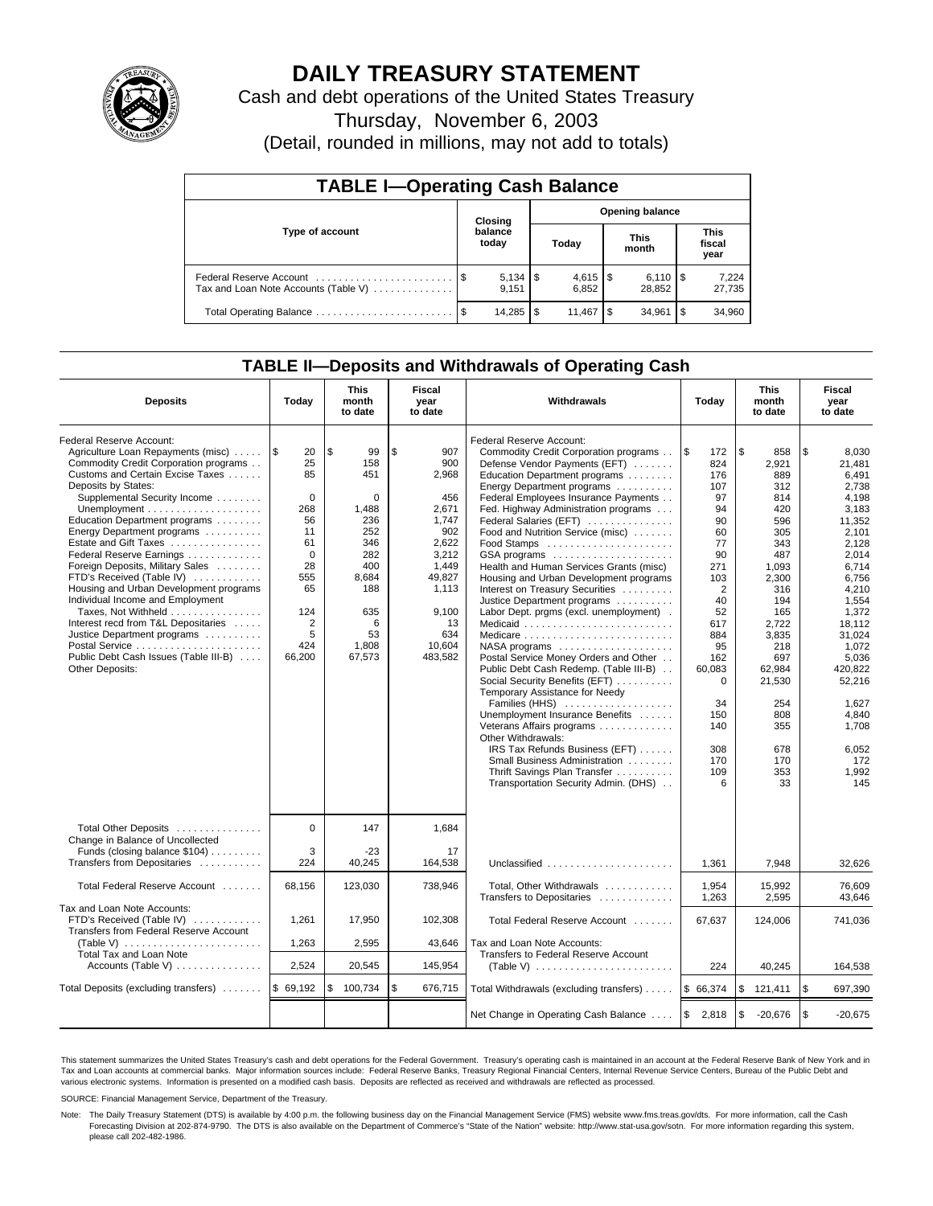# DAILY TREASURY STATEMENT

Cash and debt operations of the United States Treasury

Thursday, November 6, 2003

(Detail, rounded in millions, may not add to totals)

## TABLE I—Operating Cash Balance

| Type of account | Closing balance today | Opening balance Today | Opening balance This month | Opening balance This fiscal year |
|---|---|---|---|---|
| Federal Reserve Account | $ 5,134 | $ 4,615 | $ 6,110 | $ 7,224 |
| Tax and Loan Note Accounts (Table V) | 9,151 | 6,852 | 28,852 | 27,735 |
| Total Operating Balance | $ 14,285 | $ 11,467 | $ 34,961 | $ 34,960 |

## TABLE II—Deposits and Withdrawals of Operating Cash

| Deposits | Today | This month to date | Fiscal year to date | Withdrawals | Today | This month to date | Fiscal year to date |
|---|---|---|---|---|---|---|---|
| Federal Reserve Account: | | | | Federal Reserve Account: | | | |
| Agriculture Loan Repayments (misc) | $ 20 | $ 99 | $ 907 | Commodity Credit Corporation programs | $ 172 | $ 858 | $ 8,030 |
| Commodity Credit Corporation programs | 25 | 158 | 900 | Defense Vendor Payments (EFT) | 824 | 2,921 | 21,481 |
| Customs and Certain Excise Taxes | 85 | 451 | 2,968 | Education Department programs | 176 | 889 | 6,491 |
| Deposits by States: | | | | Energy Department programs | 107 | 312 | 2,738 |
| Supplemental Security Income | 0 | 0 | 456 | Federal Employees Insurance Payments | 97 | 814 | 4,198 |
| Unemployment | 268 | 1,488 | 2,671 | Fed. Highway Administration programs | 94 | 420 | 3,183 |
| Education Department programs | 56 | 236 | 1,747 | Federal Salaries (EFT) | 90 | 596 | 11,352 |
| Energy Department programs | 11 | 252 | 902 | Food and Nutrition Service (misc) | 60 | 305 | 2,101 |
| Estate and Gift Taxes | 61 | 346 | 2,622 | Food Stamps | 77 | 343 | 2,128 |
| Federal Reserve Earnings | 0 | 282 | 3,212 | GSA programs | 90 | 487 | 2,014 |
| Foreign Deposits, Military Sales | 28 | 400 | 1,449 | Health and Human Services Grants (misc) | 271 | 1,093 | 6,714 |
| FTD's Received (Table IV) | 555 | 8,684 | 49,827 | Housing and Urban Development programs | 103 | 2,300 | 6,756 |
| Housing and Urban Development programs | 65 | 188 | 1,113 | Interest on Treasury Securities | 2 | 316 | 4,210 |
| Individual Income and Employment | | | | Justice Department programs | 40 | 194 | 1,554 |
| Taxes, Not Withheld | 124 | 635 | 9,100 | Labor Dept. prgms (excl. unemployment) | 52 | 165 | 1,372 |
| Interest recd from T&L Depositaries | 2 | 6 | 13 | Medicaid | 617 | 2,722 | 18,112 |
| Justice Department programs | 5 | 53 | 634 | Medicare | 884 | 3,835 | 31,024 |
| Postal Service | 424 | 1,808 | 10,604 | NASA programs | 95 | 218 | 1,072 |
| Public Debt Cash Issues (Table III-B) | 66,200 | 67,573 | 483,582 | Postal Service Money Orders and Other | 162 | 697 | 5,036 |
| Other Deposits: | | | | Public Debt Cash Redemp. (Table III-B) | 60,083 | 62,984 | 420,822 |
| | | | | Social Security Benefits (EFT) | 0 | 21,530 | 52,216 |
| | | | | Temporary Assistance for Needy Families (HHS) | 34 | 254 | 1,627 |
| | | | | Unemployment Insurance Benefits | 150 | 808 | 4,840 |
| | | | | Veterans Affairs programs | 140 | 355 | 1,708 |
| | | | | Other Withdrawals: | | | |
| | | | | IRS Tax Refunds Business (EFT) | 308 | 678 | 6,052 |
| | | | | Small Business Administration | 170 | 170 | 172 |
| | | | | Thrift Savings Plan Transfer | 109 | 353 | 1,992 |
| | | | | Transportation Security Admin. (DHS) | 6 | 33 | 145 |
| Total Other Deposits | 0 | 147 | 1,684 | | | | |
| Change in Balance of Uncollected Funds (closing balance $104) | 3 | -23 | 17 | | | | |
| Transfers from Depositaries | 224 | 40,245 | 164,538 | Unclassified | 1,361 | 7,948 | 32,626 |
| Total Federal Reserve Account | 68,156 | 123,030 | 738,946 | Total, Other Withdrawals | 1,954 | 15,992 | 76,609 |
| | | | | Transfers to Depositaries | 1,263 | 2,595 | 43,646 |
| Tax and Loan Note Accounts: | | | | | | | |
| FTD's Received (Table IV) | 1,261 | 17,950 | 102,308 | Total Federal Reserve Account | 67,637 | 124,006 | 741,036 |
| Transfers from Federal Reserve Account (Table V) | 1,263 | 2,595 | 43,646 | Tax and Loan Note Accounts: | | | |
| Total Tax and Loan Note Accounts (Table V) | 2,524 | 20,545 | 145,954 | Transfers to Federal Reserve Account (Table V) | 224 | 40,245 | 164,538 |
| Total Deposits (excluding transfers) | $ 69,192 | $ 100,734 | $ 676,715 | Total Withdrawals (excluding transfers) | $ 66,374 | $ 121,411 | $ 697,390 |
| | | | | Net Change in Operating Cash Balance | $ 2,818 | $ -20,676 | $ -20,675 |

This statement summarizes the United States Treasury's cash and debt operations for the Federal Government. Treasury's operating cash is maintained in an account at the Federal Reserve Bank of New York and in Tax and Loan accounts at commercial banks. Major information sources include: Federal Reserve Banks, Treasury Regional Financial Centers, Internal Revenue Service Centers, Bureau of the Public Debt and various electronic systems. Information is presented on a modified cash basis. Deposits are reflected as received and withdrawals are reflected as processed.

SOURCE: Financial Management Service, Department of the Treasury.

Note: The Daily Treasury Statement (DTS) is available by 4:00 p.m. the following business day on the Financial Management Service (FMS) website www.fms.treas.gov/dts. For more information, call the Cash Forecasting Division at 202-874-9790. The DTS is also available on the Department of Commerce's "State of the Nation" website: http://www.stat-usa.gov/sotn. For more information regarding this system, please call 202-482-1986.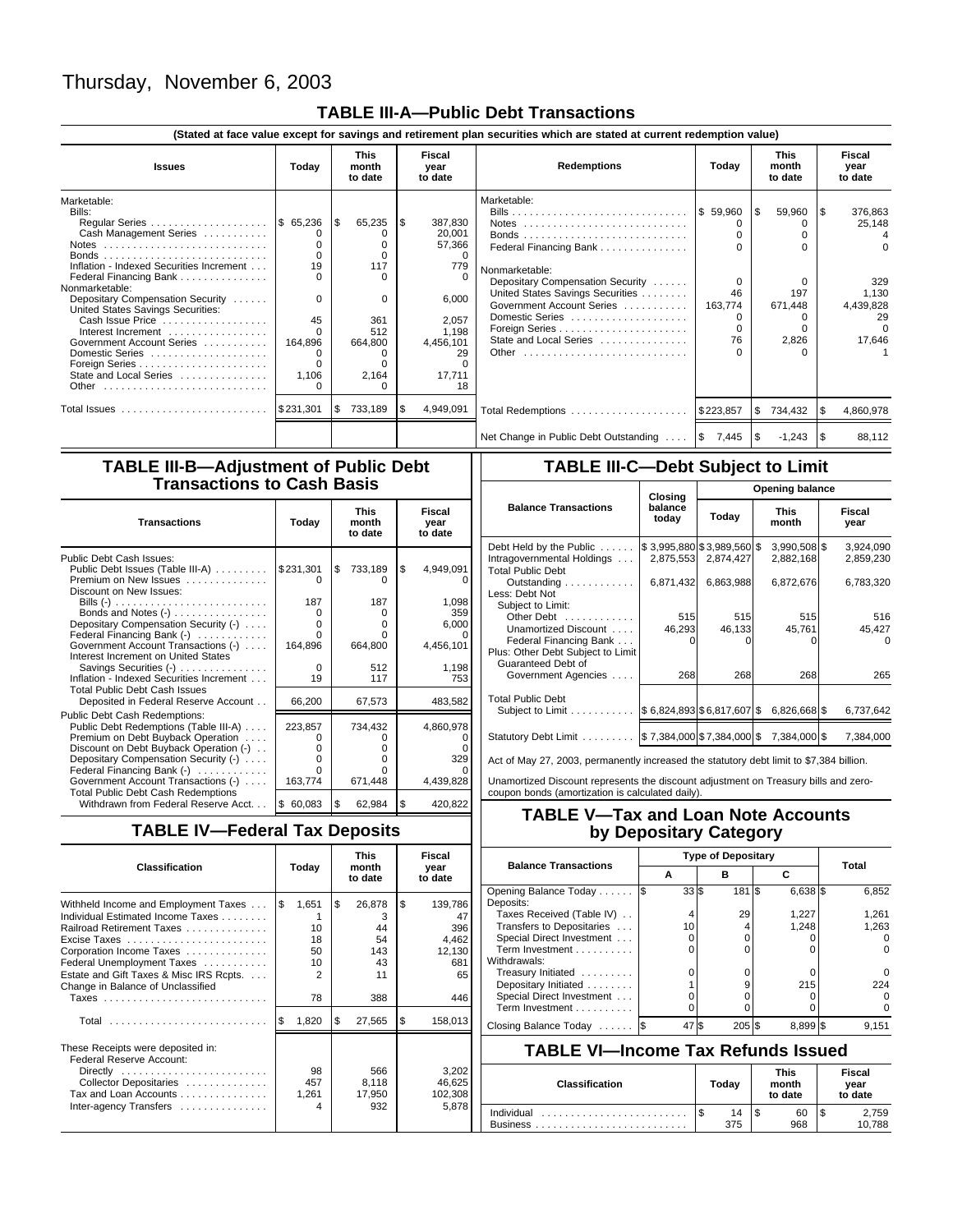Thursday, November 6, 2003

## TABLE III-A—Public Debt Transactions

(Stated at face value except for savings and retirement plan securities which are stated at current redemption value)

| Issues | Today | This month to date | Fiscal year to date |
|---|---|---|---|
| Marketable: | | | |
| Bills: | | | |
| Regular Series | $ 65,236 | $ 65,235 | $ 387,830 |
| Cash Management Series | 0 | 0 | 20,001 |
| Notes | 0 | 0 | 57,366 |
| Bonds | 0 | 0 | 0 |
| Inflation - Indexed Securities Increment | 19 | 117 | 779 |
| Federal Financing Bank | 0 | 0 | 0 |
| Nonmarketable: | | | |
| Depositary Compensation Security | 0 | 0 | 6,000 |
| United States Savings Securities: | | | |
| Cash Issue Price | 45 | 361 | 2,057 |
| Interest Increment | 0 | 512 | 1,198 |
| Government Account Series | 164,896 | 664,800 | 4,456,101 |
| Domestic Series | 0 | 0 | 29 |
| Foreign Series | 0 | 0 | 0 |
| State and Local Series | 1,106 | 2,164 | 17,711 |
| Other | 0 | 0 | 18 |
| Total Issues | $ 231,301 | $ 733,189 | $ 4,949,091 |

| Redemptions | Today | This month to date | Fiscal year to date |
|---|---|---|---|
| Marketable: | | | |
| Bills | $ 59,960 | $ 59,960 | $ 376,863 |
| Notes | 0 | 0 | 25,148 |
| Bonds | 0 | 0 | 4 |
| Federal Financing Bank | 0 | 0 | 0 |
| Nonmarketable: | | | |
| Depositary Compensation Security | 0 | 0 | 329 |
| United States Savings Securities | 46 | 197 | 1,130 |
| Government Account Series | 163,774 | 671,448 | 4,439,828 |
| Domestic Series | 0 | 0 | 29 |
| Foreign Series | 0 | 0 | 0 |
| State and Local Series | 76 | 2,826 | 17,646 |
| Other | 0 | 0 | 1 |
| Total Redemptions | $ 223,857 | $ 734,432 | $ 4,860,978 |
| Net Change in Public Debt Outstanding | $ 7,445 | $ -1,243 | $ 88,112 |

## TABLE III-B—Adjustment of Public Debt Transactions to Cash Basis

| Transactions | Today | This month to date | Fiscal year to date |
|---|---|---|---|
| Public Debt Cash Issues: | | | |
| Public Debt Issues (Table III-A) | $ 231,301 | $ 733,189 | $ 4,949,091 |
| Premium on New Issues | 0 | 0 | 0 |
| Discount on New Issues: | | | |
| Bills (-) | 187 | 187 | 1,098 |
| Bonds and Notes (-) | 0 | 0 | 359 |
| Depositary Compensation Security (-) | 0 | 0 | 6,000 |
| Federal Financing Bank (-) | 0 | 0 | 0 |
| Government Account Transactions (-) | 164,896 | 664,800 | 4,456,101 |
| Interest Increment on United States Savings Securities (-) | 0 | 512 | 1,198 |
| Inflation - Indexed Securities Increment | 19 | 117 | 753 |
| Total Public Debt Cash Issues Deposited in Federal Reserve Account | 66,200 | 67,573 | 483,582 |
| Public Debt Cash Redemptions: | | | |
| Public Debt Redemptions (Table III-A) | 223,857 | 734,432 | 4,860,978 |
| Premium on Debt Buyback Operation | 0 | 0 | 0 |
| Discount on Debt Buyback Operation (-) | 0 | 0 | 0 |
| Depositary Compensation Security (-) | 0 | 0 | 329 |
| Federal Financing Bank (-) | 0 | 0 | 0 |
| Government Account Transactions (-) | 163,774 | 671,448 | 4,439,828 |
| Total Public Debt Cash Redemptions Withdrawn from Federal Reserve Acct. | $ 60,083 | $ 62,984 | $ 420,822 |

## TABLE III-C—Debt Subject to Limit

| Balance Transactions | Closing balance today | Opening balance Today | This month | Fiscal year |
|---|---|---|---|---|
| Debt Held by the Public | $ 3,995,880 | $ 3,989,560 | $ 3,990,508 | $ 3,924,090 |
| Intragovernmental Holdings | 2,875,553 | 2,874,427 | 2,882,168 | 2,859,230 |
| Total Public Debt Outstanding | 6,871,432 | 6,863,988 | 6,872,676 | 6,783,320 |
| Less: Debt Not Subject to Limit: | | | | |
| Other Debt | 515 | 515 | 515 | 516 |
| Unamortized Discount | 46,293 | 46,133 | 45,761 | 45,427 |
| Federal Financing Bank | 0 | 0 | 0 | 0 |
| Plus: Other Debt Subject to Limit Guaranteed Debt of Government Agencies | 268 | 268 | 268 | 265 |
| Total Public Debt Subject to Limit | $ 6,824,893 | $ 6,817,607 | $ 6,826,668 | $ 6,737,642 |
| Statutory Debt Limit | $ 7,384,000 | $ 7,384,000 | $ 7,384,000 | $ 7,384,000 |

Act of May 27, 2003, permanently increased the statutory debt limit to $7,384 billion.

Unamortized Discount represents the discount adjustment on Treasury bills and zero-coupon bonds (amortization is calculated daily).

## TABLE IV—Federal Tax Deposits

| Classification | Today | This month to date | Fiscal year to date |
|---|---|---|---|
| Withheld Income and Employment Taxes | $ 1,651 | $ 26,878 | $ 139,786 |
| Individual Estimated Income Taxes | 1 | 3 | 47 |
| Railroad Retirement Taxes | 10 | 44 | 396 |
| Excise Taxes | 18 | 54 | 4,462 |
| Corporation Income Taxes | 50 | 143 | 12,130 |
| Federal Unemployment Taxes | 10 | 43 | 681 |
| Estate and Gift Taxes & Misc IRS Rcpts. | 2 | 11 | 65 |
| Change in Balance of Unclassified Taxes | 78 | 388 | 446 |
| Total | $ 1,820 | $ 27,565 | $ 158,013 |
| These Receipts were deposited in: | | | |
| Federal Reserve Account: | | | |
| Directly | 98 | 566 | 3,202 |
| Collector Depositaries | 457 | 8,118 | 46,625 |
| Tax and Loan Accounts | 1,261 | 17,950 | 102,308 |
| Inter-agency Transfers | 4 | 932 | 5,878 |

## TABLE V—Tax and Loan Note Accounts by Depositary Category

| Balance Transactions | Type of Depositary A | B | C | Total |
|---|---|---|---|---|
| Opening Balance Today | $ 33 | $ 181 | $ 6,638 | $ 6,852 |
| Deposits: | | | | |
| Taxes Received (Table IV) | 4 | 29 | 1,227 | 1,261 |
| Transfers to Depositaries | 10 | 4 | 1,248 | 1,263 |
| Special Direct Investment | 0 | 0 | 0 | 0 |
| Term Investment | 0 | 0 | 0 | 0 |
| Withdrawals: | | | | |
| Treasury Initiated | 0 | 0 | 0 | 0 |
| Depositary Initiated | 1 | 9 | 215 | 224 |
| Special Direct Investment | 0 | 0 | 0 | 0 |
| Term Investment | 0 | 0 | 0 | 0 |
| Closing Balance Today | $ 47 | $ 205 | $ 8,899 | $ 9,151 |

## TABLE VI—Income Tax Refunds Issued

| Classification | Today | This month to date | Fiscal year to date |
|---|---|---|---|
| Individual | $ 14 | $ 60 | $ 2,759 |
| Business | 375 | 968 | 10,788 |